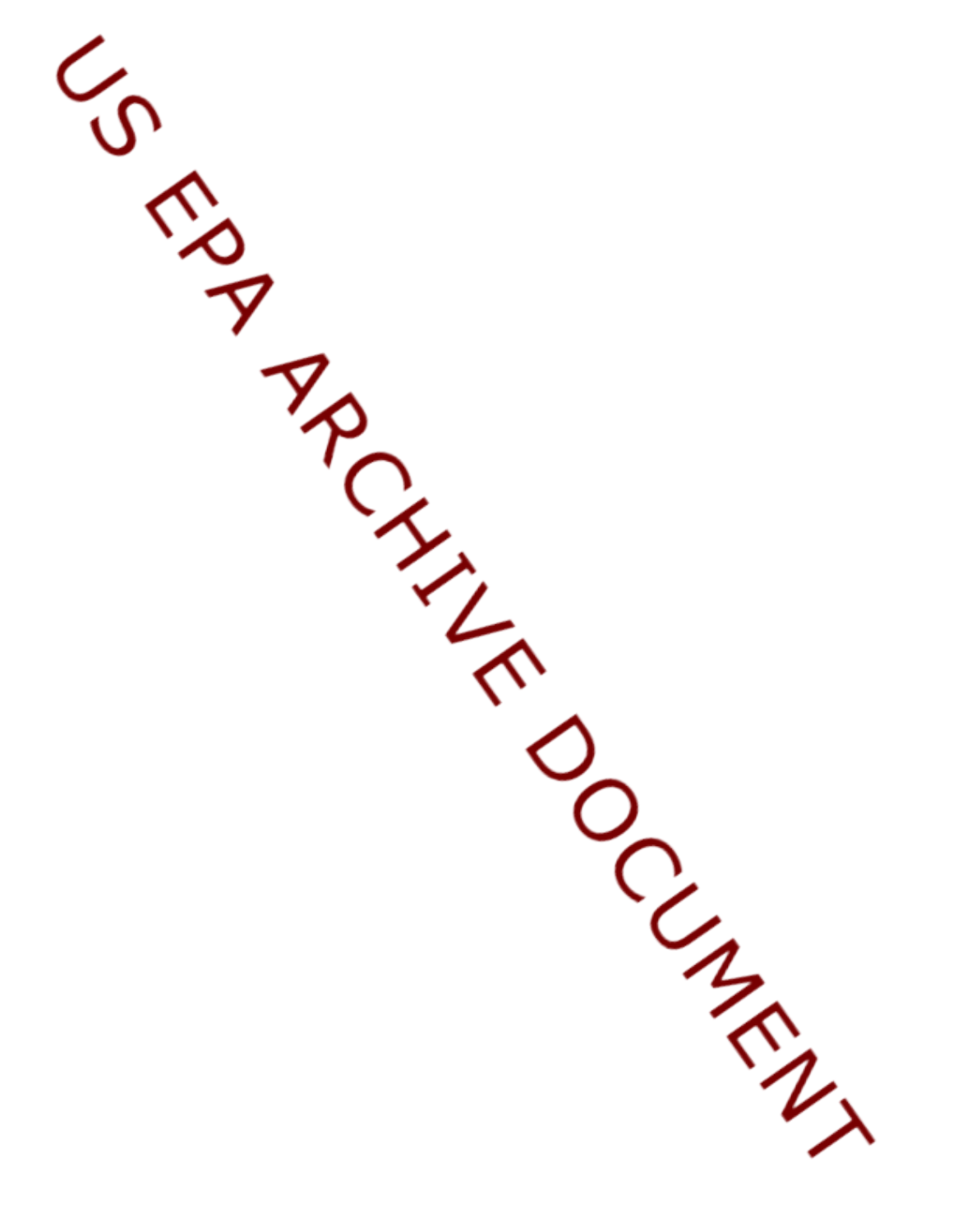US EPA ARCHIVE DOCUMENT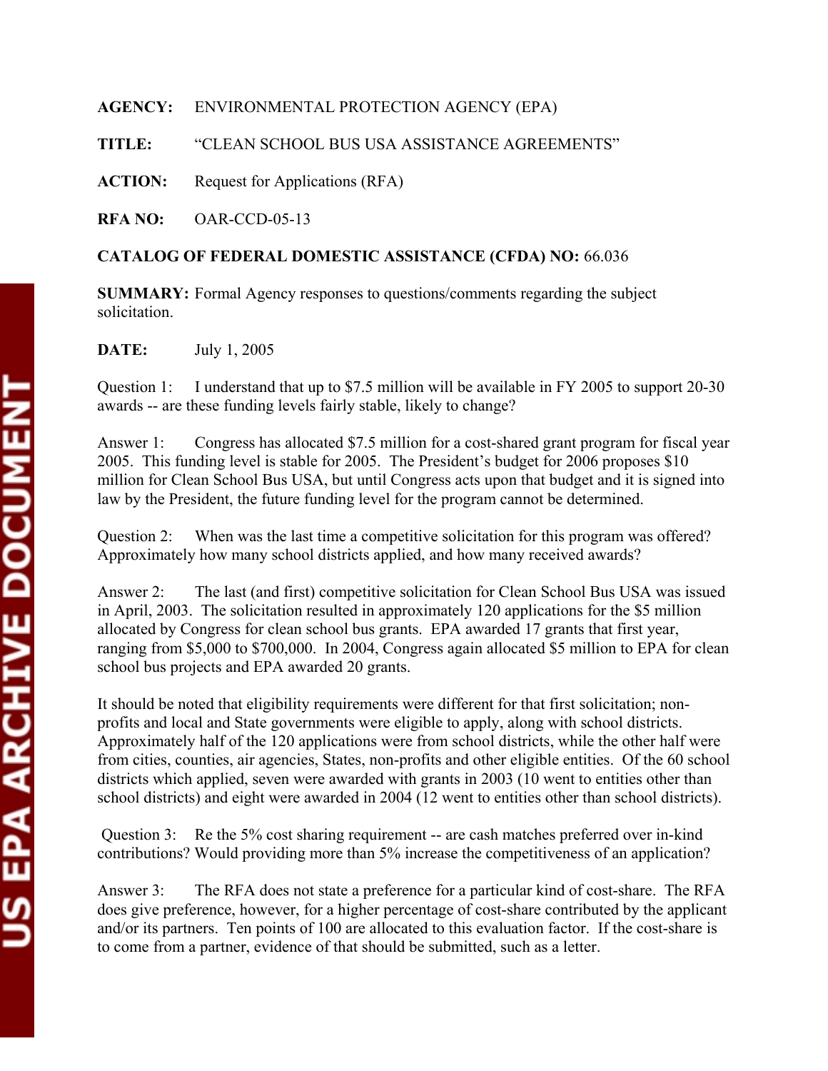**AGENCY:** ENVIRONMENTAL PROTECTION AGENCY (EPA)

**TITLE:** "CLEAN SCHOOL BUS USA ASSISTANCE AGREEMENTS"

**ACTION:** Request for Applications (RFA)

**RFA NO:** OAR-CCD-05-13

**CATALOG OF FEDERAL DOMESTIC ASSISTANCE (CFDA) NO:** 66.036

**SUMMARY:** Formal Agency responses to questions/comments regarding the subject solicitation.

**DATE:** July 1, 2005

Question 1: I understand that up to $7.5 million will be available in FY 2005 to support 20-30 awards -- are these funding levels fairly stable, likely to change?

Answer 1: Congress has allocated $7.5 million for a cost-shared grant program for fiscal year 2005. This funding level is stable for 2005. The President's budget for 2006 proposes $10 million for Clean School Bus USA, but until Congress acts upon that budget and it is signed into law by the President, the future funding level for the program cannot be determined.

Question 2: When was the last time a competitive solicitation for this program was offered? Approximately how many school districts applied, and how many received awards?

Answer 2: The last (and first) competitive solicitation for Clean School Bus USA was issued in April, 2003. The solicitation resulted in approximately 120 applications for the $5 million allocated by Congress for clean school bus grants. EPA awarded 17 grants that first year, ranging from $5,000 to $700,000. In 2004, Congress again allocated $5 million to EPA for clean school bus projects and EPA awarded 20 grants.

It should be noted that eligibility requirements were different for that first solicitation; non-profits and local and State governments were eligible to apply, along with school districts. Approximately half of the 120 applications were from school districts, while the other half were from cities, counties, air agencies, States, non-profits and other eligible entities. Of the 60 school districts which applied, seven were awarded with grants in 2003 (10 went to entities other than school districts) and eight were awarded in 2004 (12 went to entities other than school districts).

Question 3: Re the 5% cost sharing requirement -- are cash matches preferred over in-kind contributions? Would providing more than 5% increase the competitiveness of an application?

Answer 3: The RFA does not state a preference for a particular kind of cost-share. The RFA does give preference, however, for a higher percentage of cost-share contributed by the applicant and/or its partners. Ten points of 100 are allocated to this evaluation factor. If the cost-share is to come from a partner, evidence of that should be submitted, such as a letter.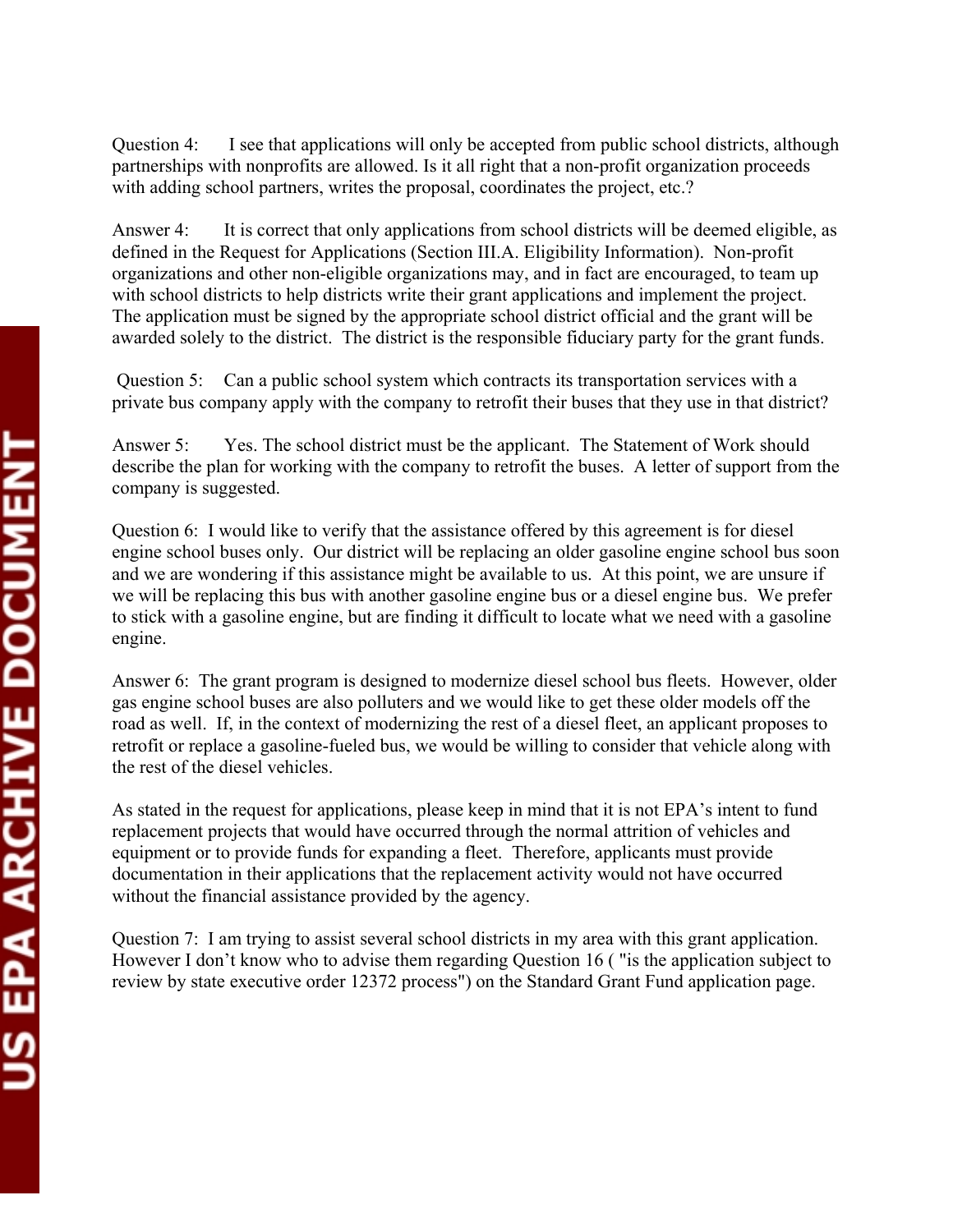Question 4: I see that applications will only be accepted from public school districts, although partnerships with nonprofits are allowed. Is it all right that a non-profit organization proceeds with adding school partners, writes the proposal, coordinates the project, etc.?

Answer 4: It is correct that only applications from school districts will be deemed eligible, as defined in the Request for Applications (Section III.A. Eligibility Information). Non-profit organizations and other non-eligible organizations may, and in fact are encouraged, to team up with school districts to help districts write their grant applications and implement the project. The application must be signed by the appropriate school district official and the grant will be awarded solely to the district. The district is the responsible fiduciary party for the grant funds.

Question 5: Can a public school system which contracts its transportation services with a private bus company apply with the company to retrofit their buses that they use in that district?

Answer 5: Yes. The school district must be the applicant. The Statement of Work should describe the plan for working with the company to retrofit the buses. A letter of support from the company is suggested.

Question 6: I would like to verify that the assistance offered by this agreement is for diesel engine school buses only. Our district will be replacing an older gasoline engine school bus soon and we are wondering if this assistance might be available to us. At this point, we are unsure if we will be replacing this bus with another gasoline engine bus or a diesel engine bus. We prefer to stick with a gasoline engine, but are finding it difficult to locate what we need with a gasoline engine.

Answer 6: The grant program is designed to modernize diesel school bus fleets. However, older gas engine school buses are also polluters and we would like to get these older models off the road as well. If, in the context of modernizing the rest of a diesel fleet, an applicant proposes to retrofit or replace a gasoline-fueled bus, we would be willing to consider that vehicle along with the rest of the diesel vehicles.

As stated in the request for applications, please keep in mind that it is not EPA's intent to fund replacement projects that would have occurred through the normal attrition of vehicles and equipment or to provide funds for expanding a fleet. Therefore, applicants must provide documentation in their applications that the replacement activity would not have occurred without the financial assistance provided by the agency.

Question 7: I am trying to assist several school districts in my area with this grant application. However I don't know who to advise them regarding Question 16 ( "is the application subject to review by state executive order 12372 process") on the Standard Grant Fund application page.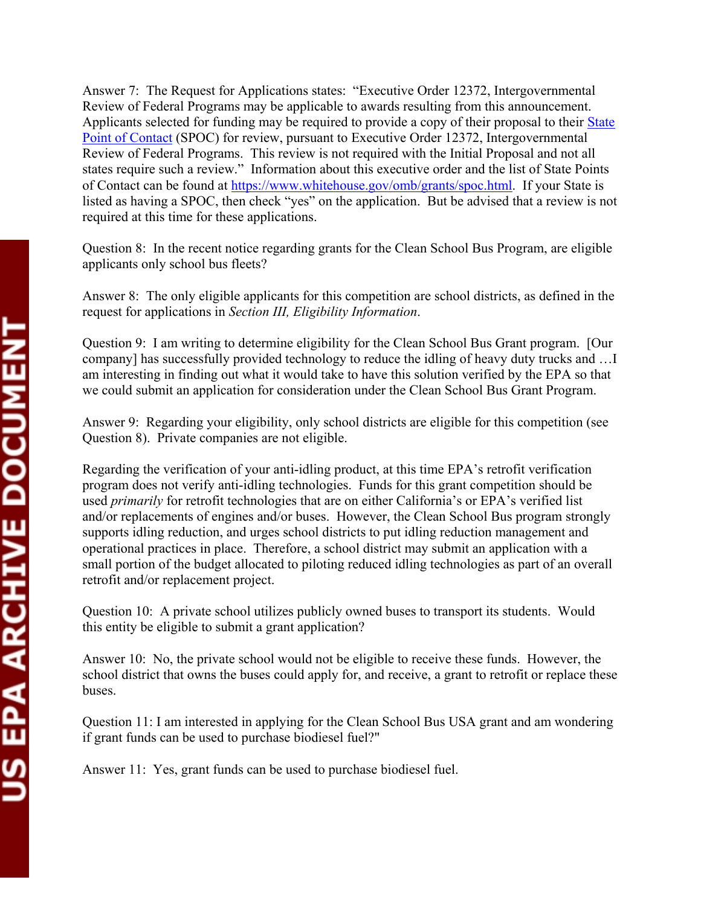Answer 7: The Request for Applications states: "Executive Order 12372, Intergovernmental Review of Federal Programs may be applicable to awards resulting from this announcement. Applicants selected for funding may be required to provide a copy of their proposal to their [State Point of Contact](https://www.whitehouse.gov/omb/grants/spoc.html) (SPOC) for review, pursuant to Executive Order 12372, Intergovernmental Review of Federal Programs. This review is not required with the Initial Proposal and not all states require such a review." Information about this executive order and the list of State Points of Contact can be found at https://www.whitehouse.gov/omb/grants/spoc.html. If your State is listed as having a SPOC, then check "yes" on the application. But be advised that a review is not required at this time for these applications.

Question 8: In the recent notice regarding grants for the Clean School Bus Program, are eligible applicants only school bus fleets?

Answer 8: The only eligible applicants for this competition are school districts, as defined in the request for applications in *Section III, Eligibility Information*.

Question 9: I am writing to determine eligibility for the Clean School Bus Grant program. [Our company] has successfully provided technology to reduce the idling of heavy duty trucks and …I am interesting in finding out what it would take to have this solution verified by the EPA so that we could submit an application for consideration under the Clean School Bus Grant Program.

Answer 9: Regarding your eligibility, only school districts are eligible for this competition (see Question 8). Private companies are not eligible.

Regarding the verification of your anti-idling product, at this time EPA's retrofit verification program does not verify anti-idling technologies. Funds for this grant competition should be used *primarily* for retrofit technologies that are on either California's or EPA's verified list and/or replacements of engines and/or buses. However, the Clean School Bus program strongly supports idling reduction, and urges school districts to put idling reduction management and operational practices in place. Therefore, a school district may submit an application with a small portion of the budget allocated to piloting reduced idling technologies as part of an overall retrofit and/or replacement project.

Question 10: A private school utilizes publicly owned buses to transport its students. Would this entity be eligible to submit a grant application?

Answer 10: No, the private school would not be eligible to receive these funds. However, the school district that owns the buses could apply for, and receive, a grant to retrofit or replace these buses.

Question 11: I am interested in applying for the Clean School Bus USA grant and am wondering if grant funds can be used to purchase biodiesel fuel?"

Answer 11: Yes, grant funds can be used to purchase biodiesel fuel.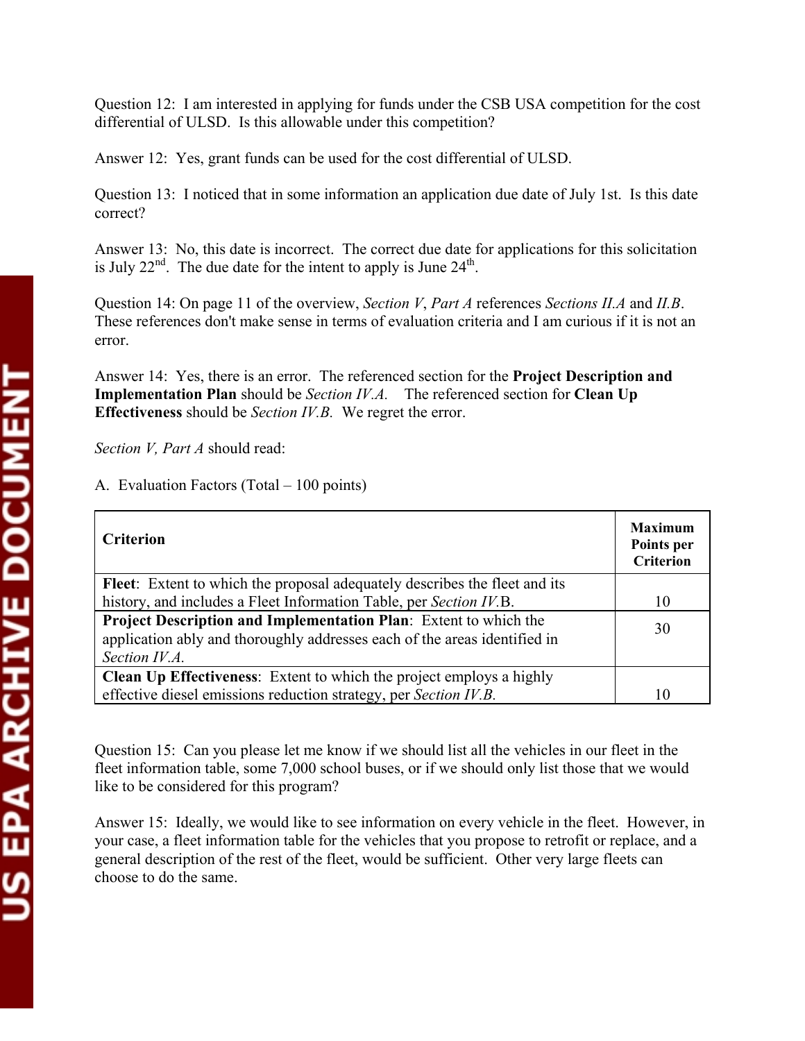Question 12: I am interested in applying for funds under the CSB USA competition for the cost differential of ULSD. Is this allowable under this competition?

Answer 12: Yes, grant funds can be used for the cost differential of ULSD.

Question 13: I noticed that in some information an application due date of July 1st. Is this date correct?

Answer 13: No, this date is incorrect. The correct due date for applications for this solicitation is July 22nd. The due date for the intent to apply is June 24th.

Question 14: On page 11 of the overview, *Section V*, *Part A* references *Sections II.A* and *II.B*. These references don't make sense in terms of evaluation criteria and I am curious if it is not an error.

Answer 14: Yes, there is an error. The referenced section for the **Project Description and Implementation Plan** should be *Section IV.A.* The referenced section for **Clean Up Effectiveness** should be *Section IV.B.* We regret the error.

*Section V, Part A* should read:

A. Evaluation Factors (Total – 100 points)

| **Criterion** | **Maximum Points per Criterion** |
|---|---|
| **Fleet**: Extent to which the proposal adequately describes the fleet and its history, and includes a Fleet Information Table, per *Section IV*.B. | 10 |
| **Project Description and Implementation Plan**: Extent to which the application ably and thoroughly addresses each of the areas identified in *Section IV.A.* | 30 |
| **Clean Up Effectiveness**: Extent to which the project employs a highly effective diesel emissions reduction strategy, per *Section IV.B.* | 10 |

Question 15: Can you please let me know if we should list all the vehicles in our fleet in the fleet information table, some 7,000 school buses, or if we should only list those that we would like to be considered for this program?

Answer 15: Ideally, we would like to see information on every vehicle in the fleet. However, in your case, a fleet information table for the vehicles that you propose to retrofit or replace, and a general description of the rest of the fleet, would be sufficient. Other very large fleets can choose to do the same.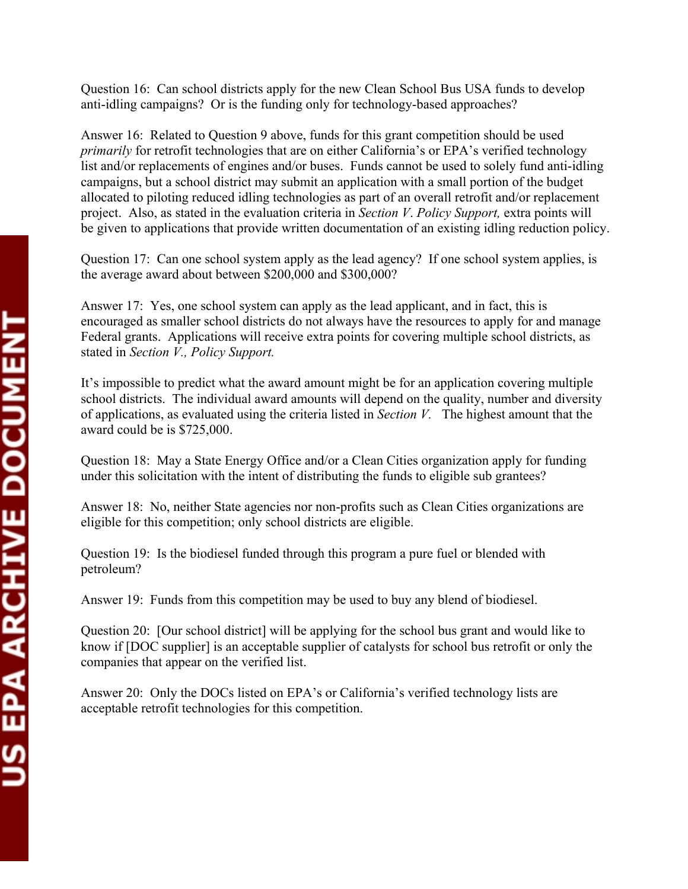Question 16: Can school districts apply for the new Clean School Bus USA funds to develop anti-idling campaigns? Or is the funding only for technology-based approaches?

Answer 16: Related to Question 9 above, funds for this grant competition should be used *primarily* for retrofit technologies that are on either California's or EPA's verified technology list and/or replacements of engines and/or buses. Funds cannot be used to solely fund anti-idling campaigns, but a school district may submit an application with a small portion of the budget allocated to piloting reduced idling technologies as part of an overall retrofit and/or replacement project. Also, as stated in the evaluation criteria in *Section V. Policy Support,* extra points will be given to applications that provide written documentation of an existing idling reduction policy.

Question 17: Can one school system apply as the lead agency? If one school system applies, is the average award about between $200,000 and $300,000?

Answer 17: Yes, one school system can apply as the lead applicant, and in fact, this is encouraged as smaller school districts do not always have the resources to apply for and manage Federal grants. Applications will receive extra points for covering multiple school districts, as stated in *Section V., Policy Support.*

It's impossible to predict what the award amount might be for an application covering multiple school districts. The individual award amounts will depend on the quality, number and diversity of applications, as evaluated using the criteria listed in *Section V.* The highest amount that the award could be is $725,000.

Question 18: May a State Energy Office and/or a Clean Cities organization apply for funding under this solicitation with the intent of distributing the funds to eligible sub grantees?

Answer 18: No, neither State agencies nor non-profits such as Clean Cities organizations are eligible for this competition; only school districts are eligible.

Question 19: Is the biodiesel funded through this program a pure fuel or blended with petroleum?

Answer 19: Funds from this competition may be used to buy any blend of biodiesel.

Question 20: [Our school district] will be applying for the school bus grant and would like to know if [DOC supplier] is an acceptable supplier of catalysts for school bus retrofit or only the companies that appear on the verified list.

Answer 20: Only the DOCs listed on EPA's or California's verified technology lists are acceptable retrofit technologies for this competition.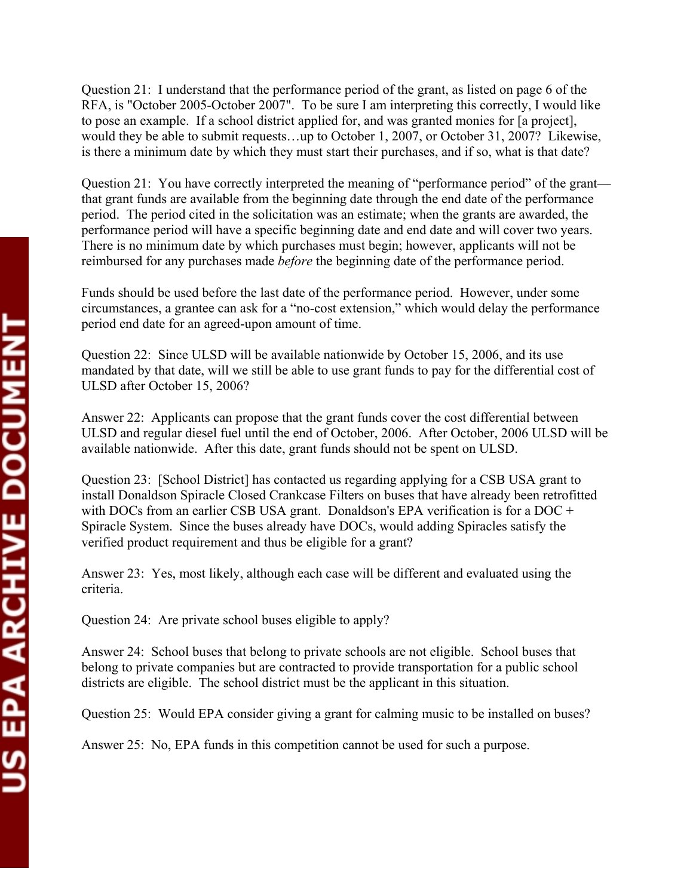Question 21: I understand that the performance period of the grant, as listed on page 6 of the RFA, is "October 2005-October 2007". To be sure I am interpreting this correctly, I would like to pose an example. If a school district applied for, and was granted monies for [a project], would they be able to submit requests…up to October 1, 2007, or October 31, 2007? Likewise, is there a minimum date by which they must start their purchases, and if so, what is that date?

Question 21: You have correctly interpreted the meaning of "performance period" of the grant—that grant funds are available from the beginning date through the end date of the performance period. The period cited in the solicitation was an estimate; when the grants are awarded, the performance period will have a specific beginning date and end date and will cover two years. There is no minimum date by which purchases must begin; however, applicants will not be reimbursed for any purchases made *before* the beginning date of the performance period.

Funds should be used before the last date of the performance period. However, under some circumstances, a grantee can ask for a "no-cost extension," which would delay the performance period end date for an agreed-upon amount of time.

Question 22: Since ULSD will be available nationwide by October 15, 2006, and its use mandated by that date, will we still be able to use grant funds to pay for the differential cost of ULSD after October 15, 2006?

Answer 22: Applicants can propose that the grant funds cover the cost differential between ULSD and regular diesel fuel until the end of October, 2006. After October, 2006 ULSD will be available nationwide. After this date, grant funds should not be spent on ULSD.

Question 23: [School District] has contacted us regarding applying for a CSB USA grant to install Donaldson Spiracle Closed Crankcase Filters on buses that have already been retrofitted with DOCs from an earlier CSB USA grant. Donaldson's EPA verification is for a DOC + Spiracle System. Since the buses already have DOCs, would adding Spiracles satisfy the verified product requirement and thus be eligible for a grant?

Answer 23: Yes, most likely, although each case will be different and evaluated using the criteria.

Question 24: Are private school buses eligible to apply?

Answer 24: School buses that belong to private schools are not eligible. School buses that belong to private companies but are contracted to provide transportation for a public school districts are eligible. The school district must be the applicant in this situation.

Question 25: Would EPA consider giving a grant for calming music to be installed on buses?

Answer 25: No, EPA funds in this competition cannot be used for such a purpose.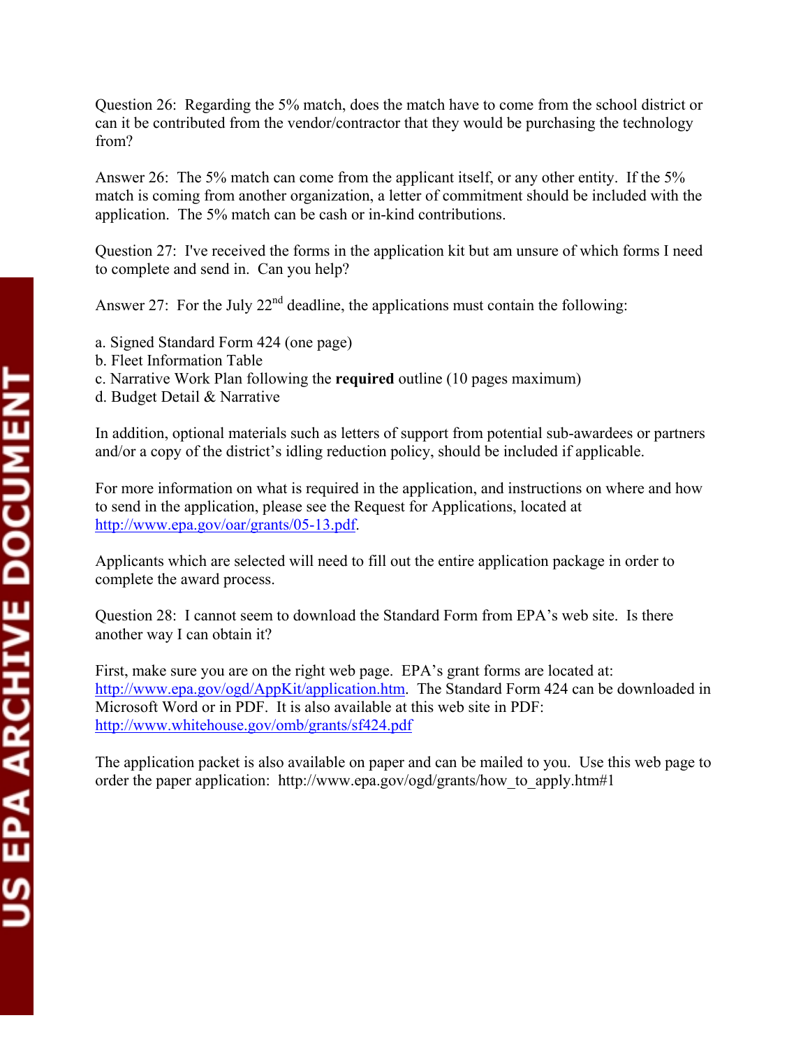Question 26: Regarding the 5% match, does the match have to come from the school district or can it be contributed from the vendor/contractor that they would be purchasing the technology from?

Answer 26: The 5% match can come from the applicant itself, or any other entity. If the 5% match is coming from another organization, a letter of commitment should be included with the application. The 5% match can be cash or in-kind contributions.

Question 27: I've received the forms in the application kit but am unsure of which forms I need to complete and send in. Can you help?

Answer 27: For the July 22nd deadline, the applications must contain the following:

a. Signed Standard Form 424 (one page)
b. Fleet Information Table
c. Narrative Work Plan following the **required** outline (10 pages maximum)
d. Budget Detail & Narrative

In addition, optional materials such as letters of support from potential sub-awardees or partners and/or a copy of the district's idling reduction policy, should be included if applicable.

For more information on what is required in the application, and instructions on where and how to send in the application, please see the Request for Applications, located at http://www.epa.gov/oar/grants/05-13.pdf.

Applicants which are selected will need to fill out the entire application package in order to complete the award process.

Question 28: I cannot seem to download the Standard Form from EPA's web site. Is there another way I can obtain it?

First, make sure you are on the right web page. EPA's grant forms are located at: http://www.epa.gov/ogd/AppKit/application.htm. The Standard Form 424 can be downloaded in Microsoft Word or in PDF. It is also available at this web site in PDF: http://www.whitehouse.gov/omb/grants/sf424.pdf

The application packet is also available on paper and can be mailed to you. Use this web page to order the paper application: http://www.epa.gov/ogd/grants/how_to_apply.htm#1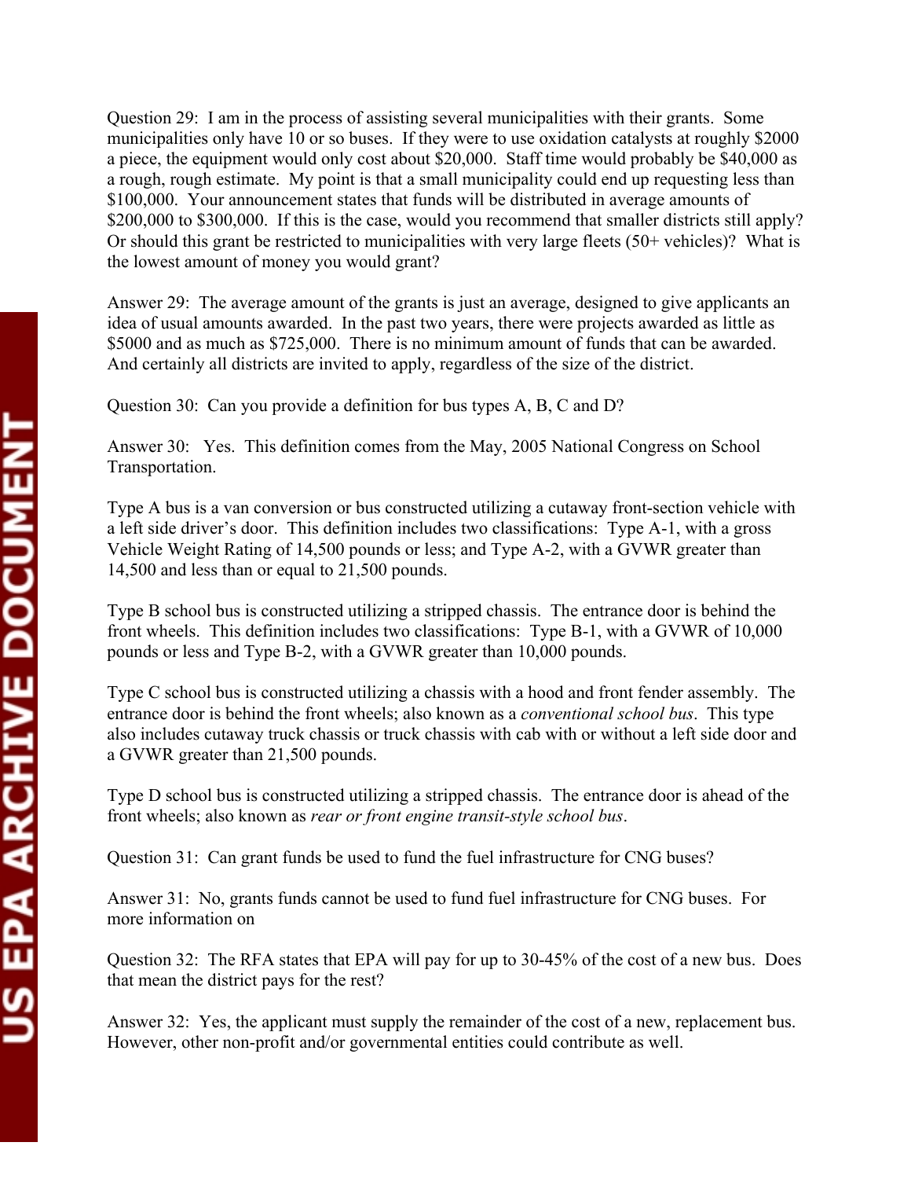Question 29: I am in the process of assisting several municipalities with their grants. Some municipalities only have 10 or so buses. If they were to use oxidation catalysts at roughly $2000 a piece, the equipment would only cost about $20,000. Staff time would probably be $40,000 as a rough, rough estimate. My point is that a small municipality could end up requesting less than $100,000. Your announcement states that funds will be distributed in average amounts of $200,000 to $300,000. If this is the case, would you recommend that smaller districts still apply? Or should this grant be restricted to municipalities with very large fleets (50+ vehicles)? What is the lowest amount of money you would grant?

Answer 29: The average amount of the grants is just an average, designed to give applicants an idea of usual amounts awarded. In the past two years, there were projects awarded as little as $5000 and as much as $725,000. There is no minimum amount of funds that can be awarded. And certainly all districts are invited to apply, regardless of the size of the district.

Question 30: Can you provide a definition for bus types A, B, C and D?

Answer 30: Yes. This definition comes from the May, 2005 National Congress on School Transportation.

Type A bus is a van conversion or bus constructed utilizing a cutaway front-section vehicle with a left side driver's door. This definition includes two classifications: Type A-1, with a gross Vehicle Weight Rating of 14,500 pounds or less; and Type A-2, with a GVWR greater than 14,500 and less than or equal to 21,500 pounds.

Type B school bus is constructed utilizing a stripped chassis. The entrance door is behind the front wheels. This definition includes two classifications: Type B-1, with a GVWR of 10,000 pounds or less and Type B-2, with a GVWR greater than 10,000 pounds.

Type C school bus is constructed utilizing a chassis with a hood and front fender assembly. The entrance door is behind the front wheels; also known as a *conventional school bus*. This type also includes cutaway truck chassis or truck chassis with cab with or without a left side door and a GVWR greater than 21,500 pounds.

Type D school bus is constructed utilizing a stripped chassis. The entrance door is ahead of the front wheels; also known as *rear or front engine transit-style school bus*.

Question 31: Can grant funds be used to fund the fuel infrastructure for CNG buses?

Answer 31: No, grants funds cannot be used to fund fuel infrastructure for CNG buses. For more information on

Question 32: The RFA states that EPA will pay for up to 30-45% of the cost of a new bus. Does that mean the district pays for the rest?

Answer 32: Yes, the applicant must supply the remainder of the cost of a new, replacement bus. However, other non-profit and/or governmental entities could contribute as well.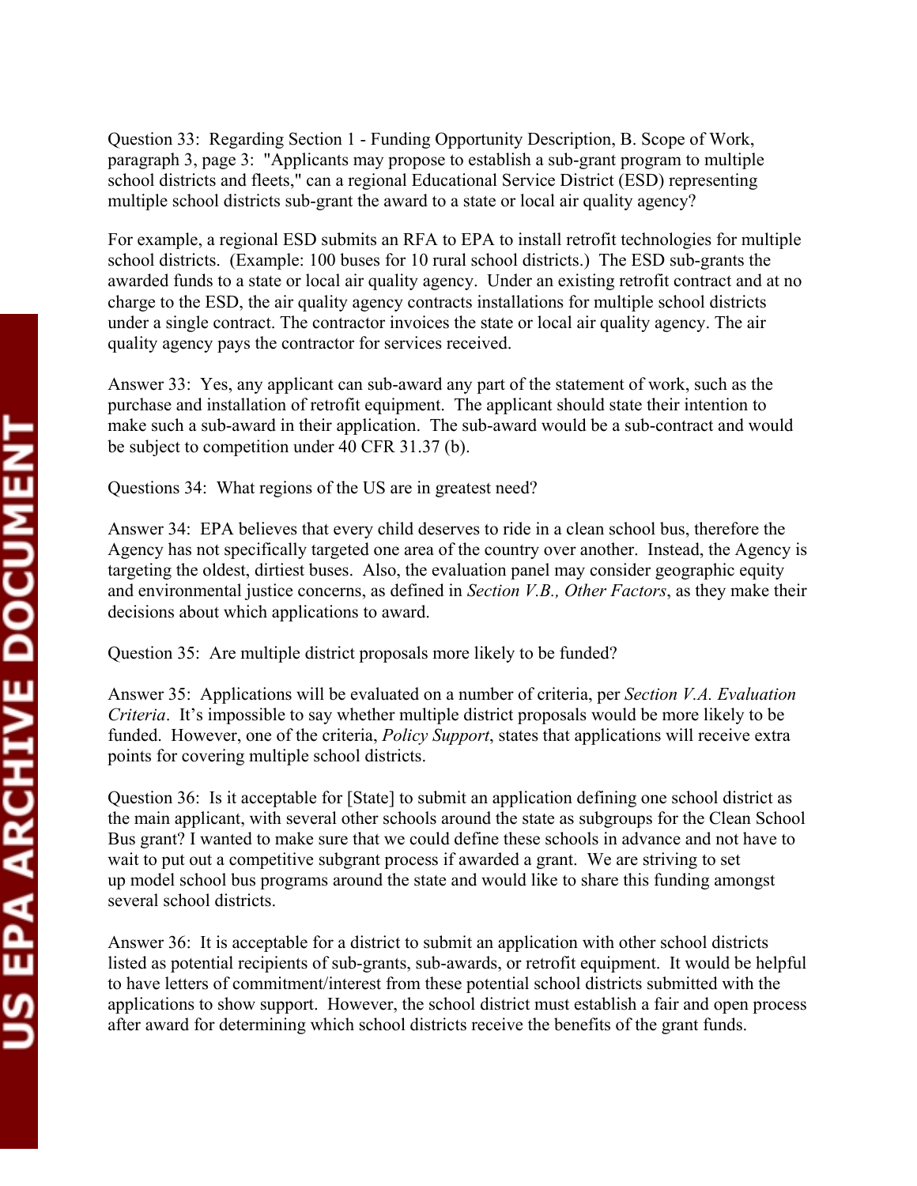Question 33: Regarding Section 1 - Funding Opportunity Description, B. Scope of Work, paragraph 3, page 3: "Applicants may propose to establish a sub-grant program to multiple school districts and fleets," can a regional Educational Service District (ESD) representing multiple school districts sub-grant the award to a state or local air quality agency?

For example, a regional ESD submits an RFA to EPA to install retrofit technologies for multiple school districts. (Example: 100 buses for 10 rural school districts.) The ESD sub-grants the awarded funds to a state or local air quality agency. Under an existing retrofit contract and at no charge to the ESD, the air quality agency contracts installations for multiple school districts under a single contract. The contractor invoices the state or local air quality agency. The air quality agency pays the contractor for services received.

Answer 33: Yes, any applicant can sub-award any part of the statement of work, such as the purchase and installation of retrofit equipment. The applicant should state their intention to make such a sub-award in their application. The sub-award would be a sub-contract and would be subject to competition under 40 CFR 31.37 (b).

Questions 34: What regions of the US are in greatest need?

Answer 34: EPA believes that every child deserves to ride in a clean school bus, therefore the Agency has not specifically targeted one area of the country over another. Instead, the Agency is targeting the oldest, dirtiest buses. Also, the evaluation panel may consider geographic equity and environmental justice concerns, as defined in *Section V.B., Other Factors*, as they make their decisions about which applications to award.

Question 35: Are multiple district proposals more likely to be funded?

Answer 35: Applications will be evaluated on a number of criteria, per *Section V.A. Evaluation Criteria*. It's impossible to say whether multiple district proposals would be more likely to be funded. However, one of the criteria, *Policy Support*, states that applications will receive extra points for covering multiple school districts.

Question 36: Is it acceptable for [State] to submit an application defining one school district as the main applicant, with several other schools around the state as subgroups for the Clean School Bus grant? I wanted to make sure that we could define these schools in advance and not have to wait to put out a competitive subgrant process if awarded a grant. We are striving to set up model school bus programs around the state and would like to share this funding amongst several school districts.

Answer 36: It is acceptable for a district to submit an application with other school districts listed as potential recipients of sub-grants, sub-awards, or retrofit equipment. It would be helpful to have letters of commitment/interest from these potential school districts submitted with the applications to show support. However, the school district must establish a fair and open process after award for determining which school districts receive the benefits of the grant funds.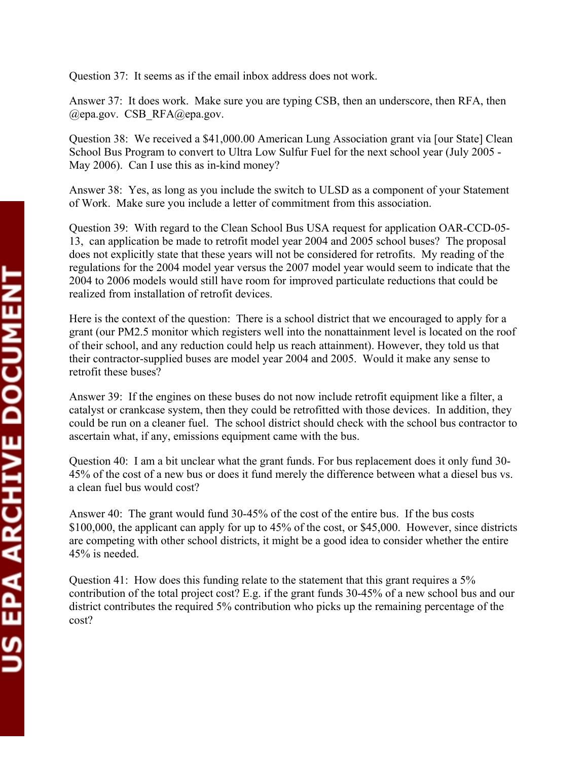Question 37: It seems as if the email inbox address does not work.

Answer 37: It does work. Make sure you are typing CSB, then an underscore, then RFA, then @epa.gov. CSB_RFA@epa.gov.

Question 38: We received a $41,000.00 American Lung Association grant via [our State] Clean School Bus Program to convert to Ultra Low Sulfur Fuel for the next school year (July 2005 - May 2006). Can I use this as in-kind money?

Answer 38: Yes, as long as you include the switch to ULSD as a component of your Statement of Work. Make sure you include a letter of commitment from this association.

Question 39: With regard to the Clean School Bus USA request for application OAR-CCD-05-13, can application be made to retrofit model year 2004 and 2005 school buses? The proposal does not explicitly state that these years will not be considered for retrofits. My reading of the regulations for the 2004 model year versus the 2007 model year would seem to indicate that the 2004 to 2006 models would still have room for improved particulate reductions that could be realized from installation of retrofit devices.

Here is the context of the question: There is a school district that we encouraged to apply for a grant (our PM2.5 monitor which registers well into the nonattainment level is located on the roof of their school, and any reduction could help us reach attainment). However, they told us that their contractor-supplied buses are model year 2004 and 2005. Would it make any sense to retrofit these buses?

Answer 39: If the engines on these buses do not now include retrofit equipment like a filter, a catalyst or crankcase system, then they could be retrofitted with those devices. In addition, they could be run on a cleaner fuel. The school district should check with the school bus contractor to ascertain what, if any, emissions equipment came with the bus.

Question 40: I am a bit unclear what the grant funds. For bus replacement does it only fund 30-45% of the cost of a new bus or does it fund merely the difference between what a diesel bus vs. a clean fuel bus would cost?

Answer 40: The grant would fund 30-45% of the cost of the entire bus. If the bus costs $100,000, the applicant can apply for up to 45% of the cost, or $45,000. However, since districts are competing with other school districts, it might be a good idea to consider whether the entire 45% is needed.

Question 41: How does this funding relate to the statement that this grant requires a 5% contribution of the total project cost? E.g. if the grant funds 30-45% of a new school bus and our district contributes the required 5% contribution who picks up the remaining percentage of the cost?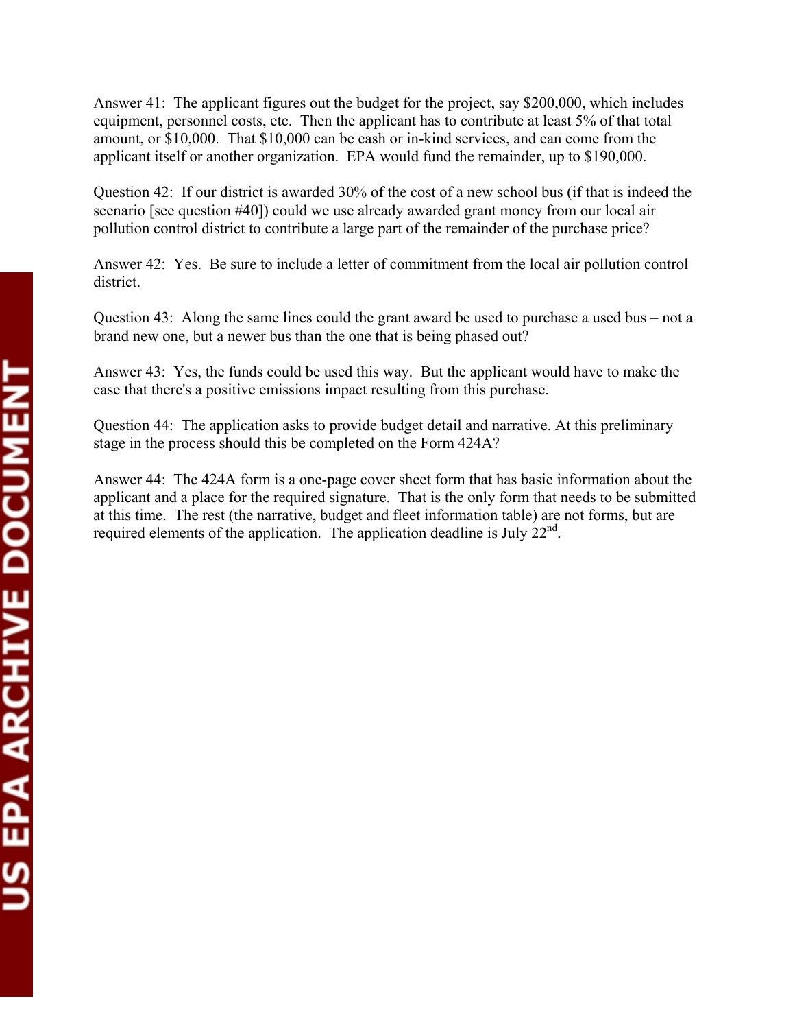Answer 41: The applicant figures out the budget for the project, say $200,000, which includes equipment, personnel costs, etc. Then the applicant has to contribute at least 5% of that total amount, or $10,000. That $10,000 can be cash or in-kind services, and can come from the applicant itself or another organization. EPA would fund the remainder, up to $190,000.

Question 42: If our district is awarded 30% of the cost of a new school bus (if that is indeed the scenario [see question #40]) could we use already awarded grant money from our local air pollution control district to contribute a large part of the remainder of the purchase price?

Answer 42: Yes. Be sure to include a letter of commitment from the local air pollution control district.

Question 43: Along the same lines could the grant award be used to purchase a used bus – not a brand new one, but a newer bus than the one that is being phased out?

Answer 43: Yes, the funds could be used this way. But the applicant would have to make the case that there's a positive emissions impact resulting from this purchase.

Question 44: The application asks to provide budget detail and narrative. At this preliminary stage in the process should this be completed on the Form 424A?

Answer 44: The 424A form is a one-page cover sheet form that has basic information about the applicant and a place for the required signature. That is the only form that needs to be submitted at this time. The rest (the narrative, budget and fleet information table) are not forms, but are required elements of the application. The application deadline is July 22nd.